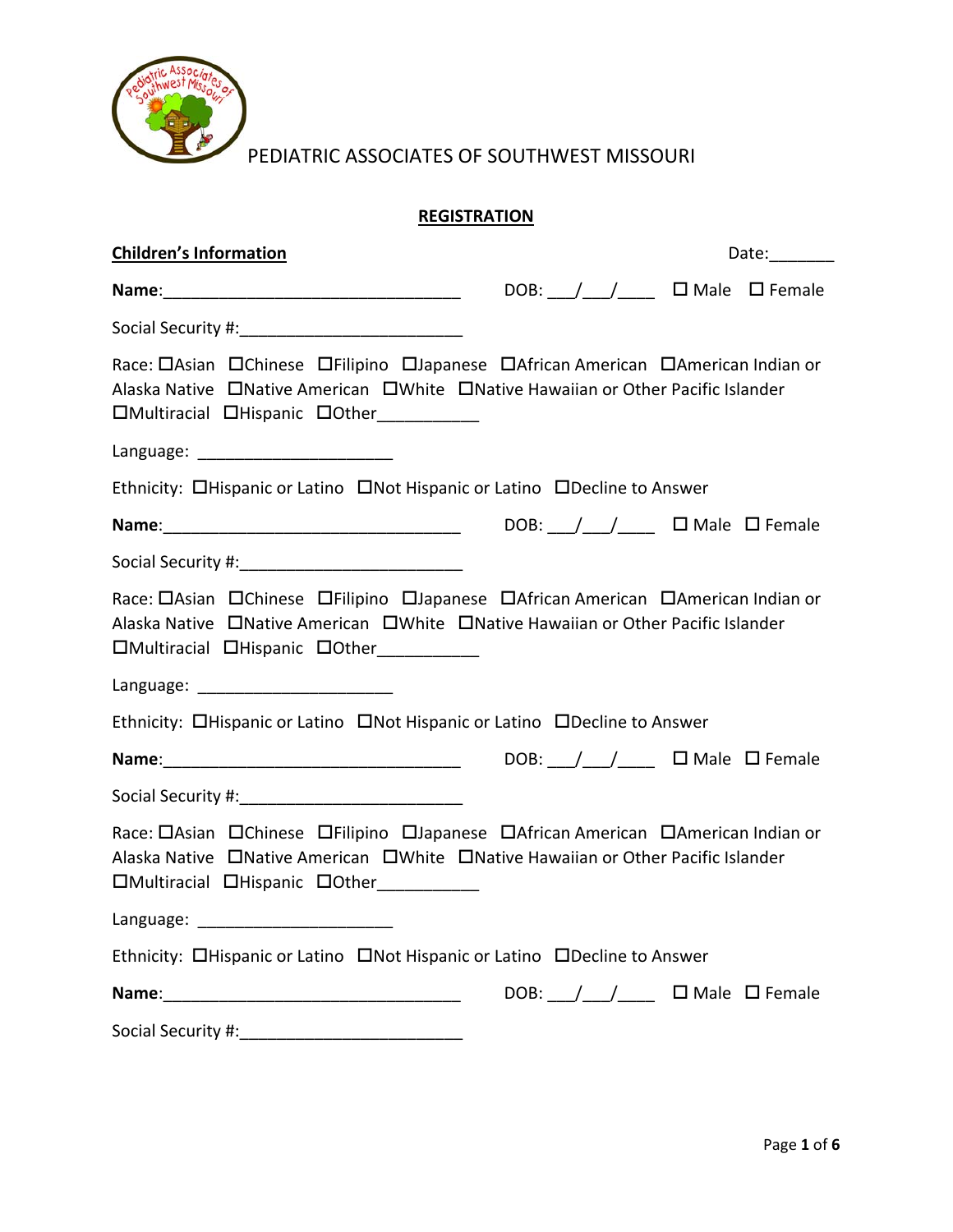PEDIATRIC ASSOCIATES OF SOUTHWEST MISSOURI

## REGISTRATION

**Children's Information** Date:_______

**Name**:_________________________________ DOB: ___/___/____ ☐ Male ☐ Female

Social Security #:________________________

Race: ☐Asian ☐Chinese ☐Filipino ☐Japanese ☐African American ☐American Indian or Alaska Native ☐Native American ☐White ☐Native Hawaiian or Other Pacific Islander ☐Multiracial ☐Hispanic ☐Other___________

Language: _____________________

Ethnicity: ☐Hispanic or Latino ☐Not Hispanic or Latino ☐Decline to Answer

**Name**:_________________________________ DOB: ___/___/____ ☐ Male ☐ Female

Social Security #:________________________

Race: ☐Asian ☐Chinese ☐Filipino ☐Japanese ☐African American ☐American Indian or Alaska Native ☐Native American ☐White ☐Native Hawaiian or Other Pacific Islander ☐Multiracial ☐Hispanic ☐Other___________

Language: _____________________

Ethnicity: ☐Hispanic or Latino ☐Not Hispanic or Latino ☐Decline to Answer

**Name**:_________________________________ DOB: ___/___/____ ☐ Male ☐ Female

Social Security #:________________________

Race: ☐Asian ☐Chinese ☐Filipino ☐Japanese ☐African American ☐American Indian or Alaska Native ☐Native American ☐White ☐Native Hawaiian or Other Pacific Islander ☐Multiracial ☐Hispanic ☐Other___________

Language: _____________________

Ethnicity: ☐Hispanic or Latino ☐Not Hispanic or Latino ☐Decline to Answer

**Name**:_________________________________ DOB: ___/___/____ ☐ Male ☐ Female

Social Security #:________________________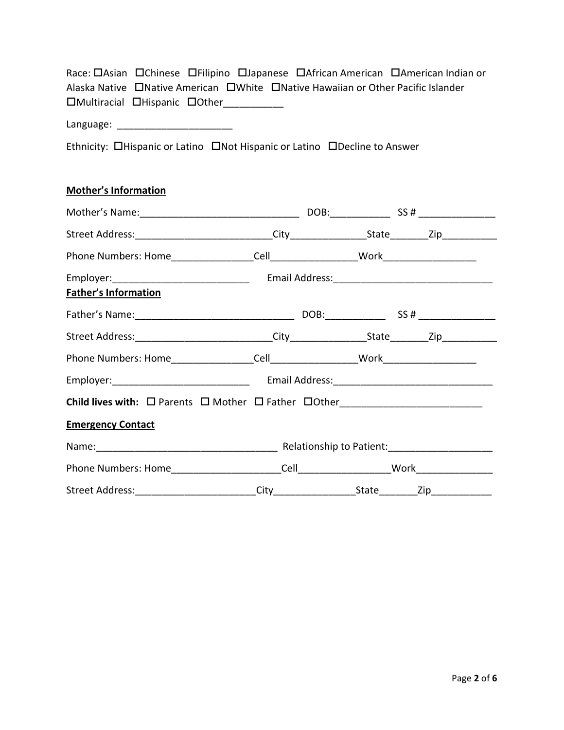Race: ☐Asian ☐Chinese ☐Filipino ☐Japanese ☐African American ☐American Indian or Alaska Native ☐Native American ☐White ☐Native Hawaiian or Other Pacific Islander ☐Multiracial ☐Hispanic ☐Other___________

Language: _____________________

Ethnicity: ☐Hispanic or Latino ☐Not Hispanic or Latino ☐Decline to Answer

**Mother's Information**

Mother's Name:_____________________________ DOB:___________ SS # ______________

Street Address:_________________________City______________State_______Zip__________

Phone Numbers: Home_______________Cell________________Work_________________

Employer:_________________________ Email Address:_____________________________

**Father's Information**

Father's Name:_____________________________ DOB:___________ SS # ______________

Street Address:_________________________City______________State_______Zip__________

Phone Numbers: Home_______________Cell________________Work_________________

Employer:_________________________ Email Address:_____________________________

**Child lives with:** ☐ Parents ☐ Mother ☐ Father ☐Other_________________________

**Emergency Contact**

Name:_________________________________ Relationship to Patient:___________________

Phone Numbers: Home___________________Cell_________________Work______________

Street Address:______________________City_______________State_______Zip___________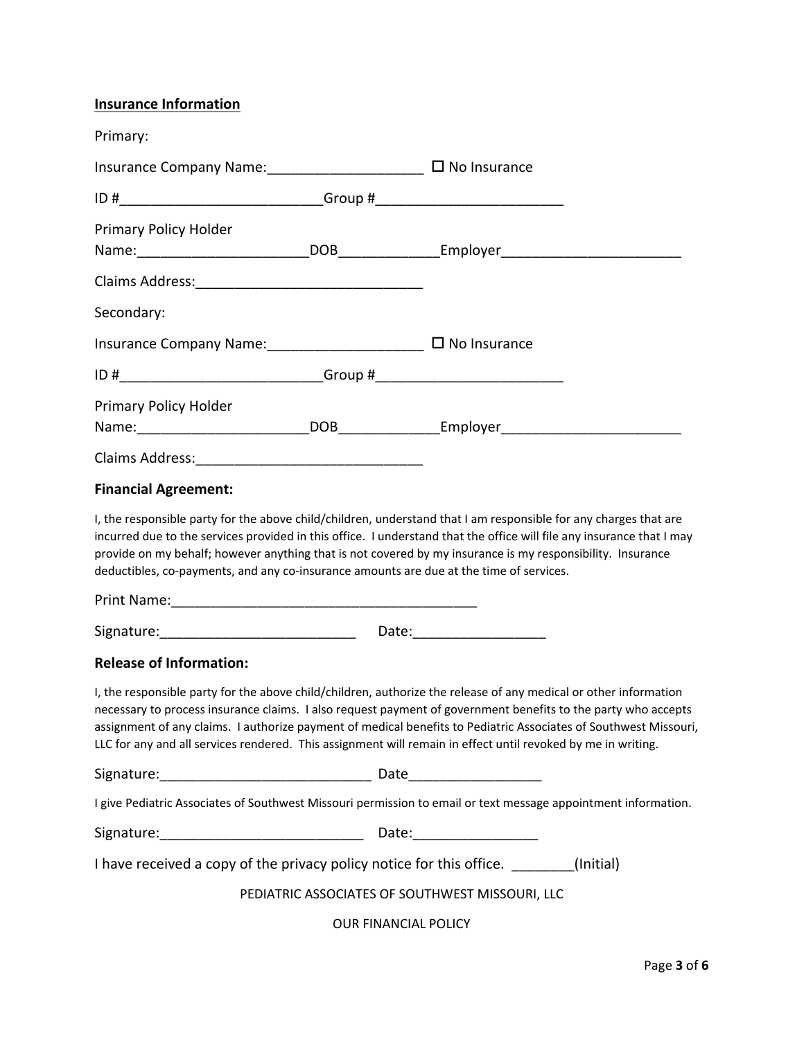**Insurance Information**

Primary:

Insurance Company Name:____________________ ☐ No Insurance

ID #__________________________Group #________________________

Primary Policy Holder
Name:______________________DOB_____________Employer_______________________

Claims Address:_____________________________

Secondary:

Insurance Company Name:____________________ ☐ No Insurance

ID #__________________________Group #________________________

Primary Policy Holder
Name:______________________DOB_____________Employer_______________________

Claims Address:_____________________________

**Financial Agreement:**

I, the responsible party for the above child/children, understand that I am responsible for any charges that are incurred due to the services provided in this office. I understand that the office will file any insurance that I may provide on my behalf; however anything that is not covered by my insurance is my responsibility. Insurance deductibles, co-payments, and any co-insurance amounts are due at the time of services.

Print Name:________________________________________

Signature:_________________________ Date:_________________

**Release of Information:**

I, the responsible party for the above child/children, authorize the release of any medical or other information necessary to process insurance claims. I also request payment of government benefits to the party who accepts assignment of any claims. I authorize payment of medical benefits to Pediatric Associates of Southwest Missouri, LLC for any and all services rendered. This assignment will remain in effect until revoked by me in writing.

Signature:___________________________ Date_________________

I give Pediatric Associates of Southwest Missouri permission to email or text message appointment information.

Signature:__________________________ Date:________________

I have received a copy of the privacy policy notice for this office. ________(Initial)

PEDIATRIC ASSOCIATES OF SOUTHWEST MISSOURI, LLC

OUR FINANCIAL POLICY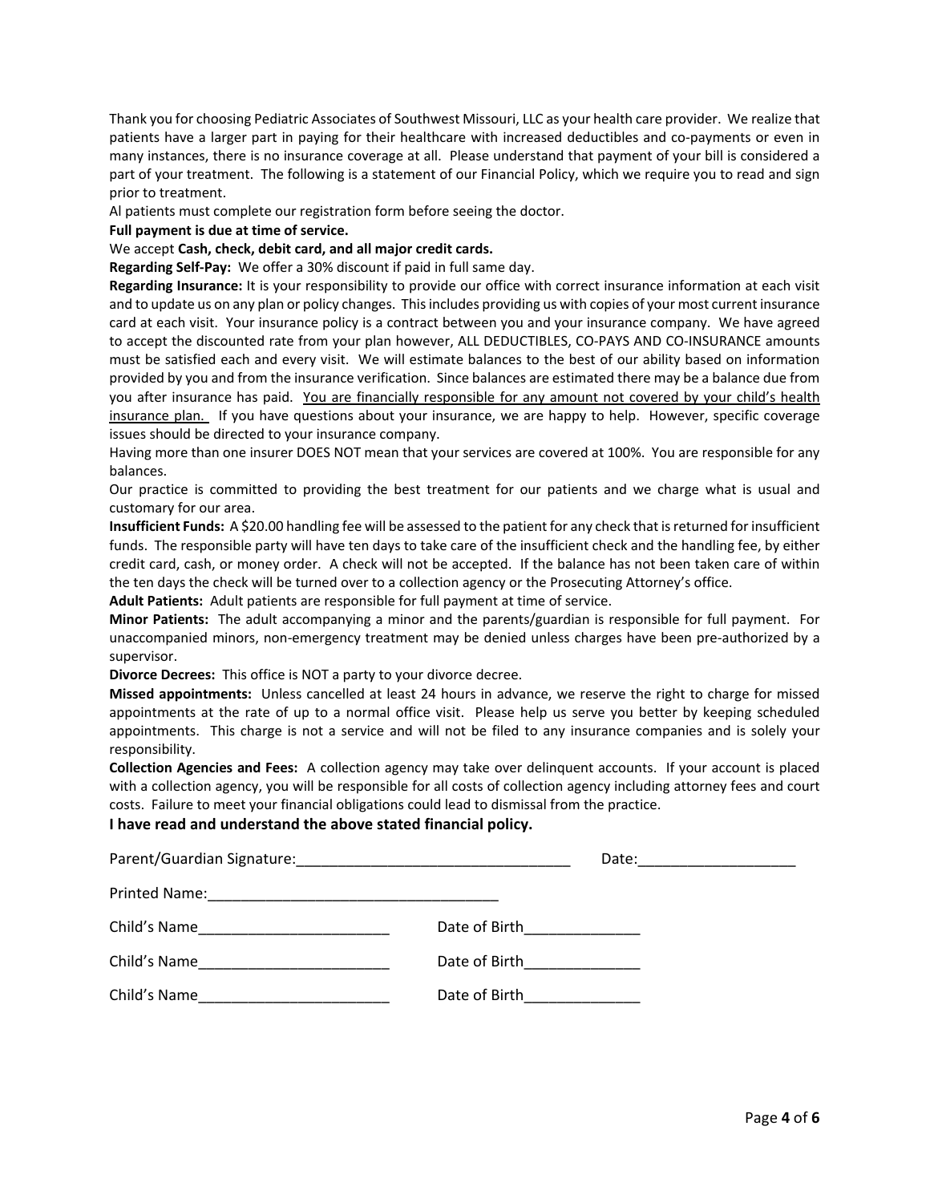Thank you for choosing Pediatric Associates of Southwest Missouri, LLC as your health care provider. We realize that patients have a larger part in paying for their healthcare with increased deductibles and co-payments or even in many instances, there is no insurance coverage at all. Please understand that payment of your bill is considered a part of your treatment. The following is a statement of our Financial Policy, which we require you to read and sign prior to treatment.

Al patients must complete our registration form before seeing the doctor.

**Full payment is due at time of service.**

We accept **Cash, check, debit card, and all major credit cards.**

**Regarding Self-Pay:** We offer a 30% discount if paid in full same day.

**Regarding Insurance:** It is your responsibility to provide our office with correct insurance information at each visit and to update us on any plan or policy changes. This includes providing us with copies of your most current insurance card at each visit. Your insurance policy is a contract between you and your insurance company. We have agreed to accept the discounted rate from your plan however, ALL DEDUCTIBLES, CO-PAYS AND CO-INSURANCE amounts must be satisfied each and every visit. We will estimate balances to the best of our ability based on information provided by you and from the insurance verification. Since balances are estimated there may be a balance due from you after insurance has paid. <u>You are financially responsible for any amount not covered by your child's health insurance plan.</u> If you have questions about your insurance, we are happy to help. However, specific coverage issues should be directed to your insurance company.

Having more than one insurer DOES NOT mean that your services are covered at 100%. You are responsible for any balances.

Our practice is committed to providing the best treatment for our patients and we charge what is usual and customary for our area.

**Insufficient Funds:** A $20.00 handling fee will be assessed to the patient for any check that is returned for insufficient funds. The responsible party will have ten days to take care of the insufficient check and the handling fee, by either credit card, cash, or money order. A check will not be accepted. If the balance has not been taken care of within the ten days the check will be turned over to a collection agency or the Prosecuting Attorney's office.

**Adult Patients:** Adult patients are responsible for full payment at time of service.

**Minor Patients:** The adult accompanying a minor and the parents/guardian is responsible for full payment. For unaccompanied minors, non-emergency treatment may be denied unless charges have been pre-authorized by a supervisor.

**Divorce Decrees:** This office is NOT a party to your divorce decree.

**Missed appointments:** Unless cancelled at least 24 hours in advance, we reserve the right to charge for missed appointments at the rate of up to a normal office visit. Please help us serve you better by keeping scheduled appointments. This charge is not a service and will not be filed to any insurance companies and is solely your responsibility.

**Collection Agencies and Fees:** A collection agency may take over delinquent accounts. If your account is placed with a collection agency, you will be responsible for all costs of collection agency including attorney fees and court costs. Failure to meet your financial obligations could lead to dismissal from the practice.

**I have read and understand the above stated financial policy.**

Parent/Guardian Signature:_________________________________ Date:___________________

Printed Name:___________________________________

Child's Name_______________________ Date of Birth______________

Child's Name_______________________ Date of Birth______________

Child's Name_______________________ Date of Birth______________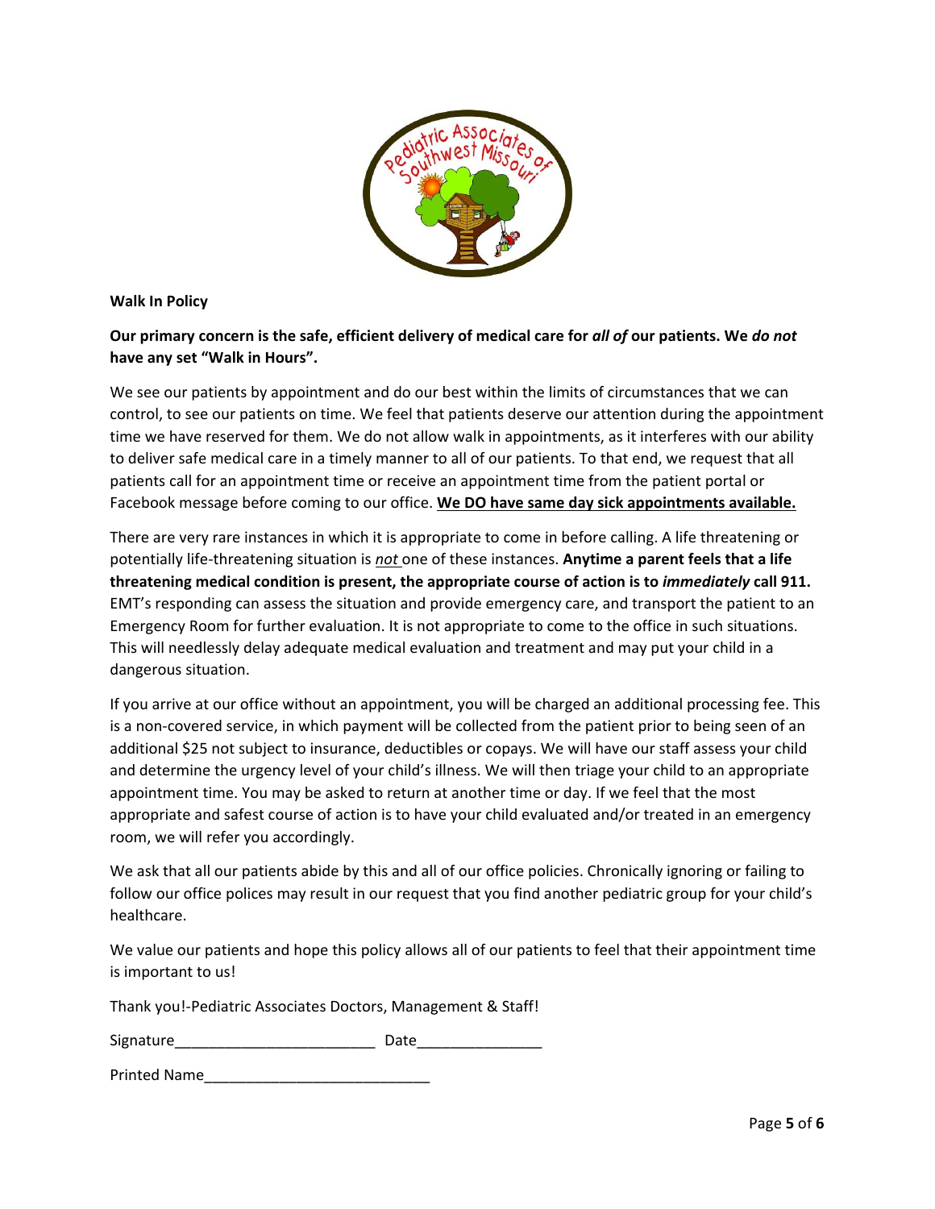**Walk In Policy**

**Our primary concern is the safe, efficient delivery of medical care for *all of* our patients. We *do not* have any set "Walk in Hours".**

We see our patients by appointment and do our best within the limits of circumstances that we can control, to see our patients on time. We feel that patients deserve our attention during the appointment time we have reserved for them. We do not allow walk in appointments, as it interferes with our ability to deliver safe medical care in a timely manner to all of our patients. To that end, we request that all patients call for an appointment time or receive an appointment time from the patient portal or Facebook message before coming to our office. **<u>We DO have same day sick appointments available.</u>**

There are very rare instances in which it is appropriate to come in before calling. A life threatening or potentially life-threatening situation is <u>*not*</u> one of these instances. **Anytime a parent feels that a life threatening medical condition is present, the appropriate course of action is to *immediately* call 911.** EMT's responding can assess the situation and provide emergency care, and transport the patient to an Emergency Room for further evaluation. It is not appropriate to come to the office in such situations. This will needlessly delay adequate medical evaluation and treatment and may put your child in a dangerous situation.

If you arrive at our office without an appointment, you will be charged an additional processing fee. This is a non-covered service, in which payment will be collected from the patient prior to being seen of an additional $25 not subject to insurance, deductibles or copays. We will have our staff assess your child and determine the urgency level of your child's illness. We will then triage your child to an appropriate appointment time. You may be asked to return at another time or day. If we feel that the most appropriate and safest course of action is to have your child evaluated and/or treated in an emergency room, we will refer you accordingly.

We ask that all our patients abide by this and all of our office policies. Chronically ignoring or failing to follow our office polices may result in our request that you find another pediatric group for your child's healthcare.

We value our patients and hope this policy allows all of our patients to feel that their appointment time is important to us!

Thank you!-Pediatric Associates Doctors, Management & Staff!

Signature________________________ Date_______________

Printed Name___________________________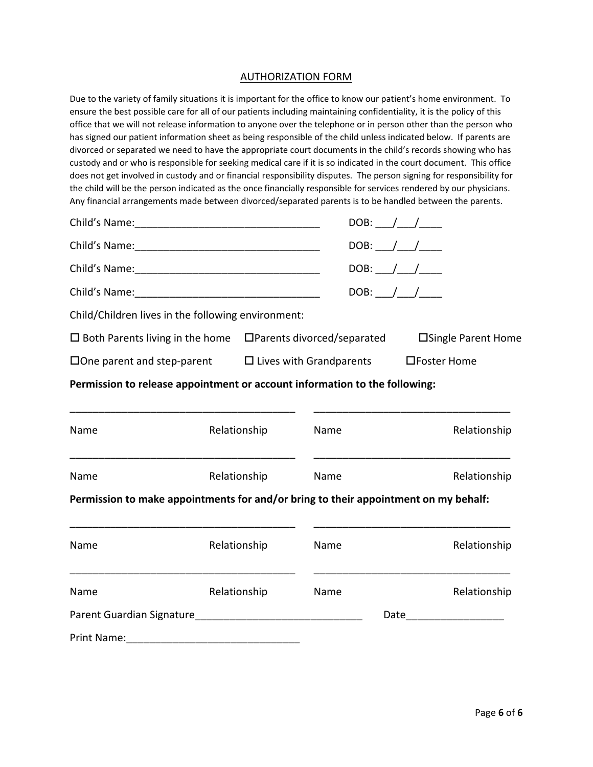## AUTHORIZATION FORM

Due to the variety of family situations it is important for the office to know our patient's home environment. To ensure the best possible care for all of our patients including maintaining confidentiality, it is the policy of this office that we will not release information to anyone over the telephone or in person other than the person who has signed our patient information sheet as being responsible of the child unless indicated below. If parents are divorced or separated we need to have the appropriate court documents in the child's records showing who has custody and or who is responsible for seeking medical care if it is so indicated in the court document. This office does not get involved in custody and or financial responsibility disputes. The person signing for responsibility for the child will be the person indicated as the once financially responsible for services rendered by our physicians. Any financial arrangements made between divorced/separated parents is to be handled between the parents.

Child's Name:________________________________ DOB: ___/___/____

Child's Name:________________________________ DOB: ___/___/____

Child's Name:________________________________ DOB: ___/___/____

Child's Name:________________________________ DOB: ___/___/____

Child/Children lives in the following environment:

☐ Both Parents living in the home ☐ Parents divorced/separated ☐ Single Parent Home

☐ One parent and step-parent ☐ Lives with Grandparents ☐ Foster Home

**Permission to release appointment or account information to the following:**

| | | | |
|---|---|---|---|
| Name | Relationship | Name | Relationship |
| Name | Relationship | Name | Relationship |

**Permission to make appointments for and/or bring to their appointment on my behalf:**

| | | | |
|---|---|---|---|
| Name | Relationship | Name | Relationship |
| Name | Relationship | Name | Relationship |

Parent Guardian Signature_____________________________ Date________________

Print Name:______________________________